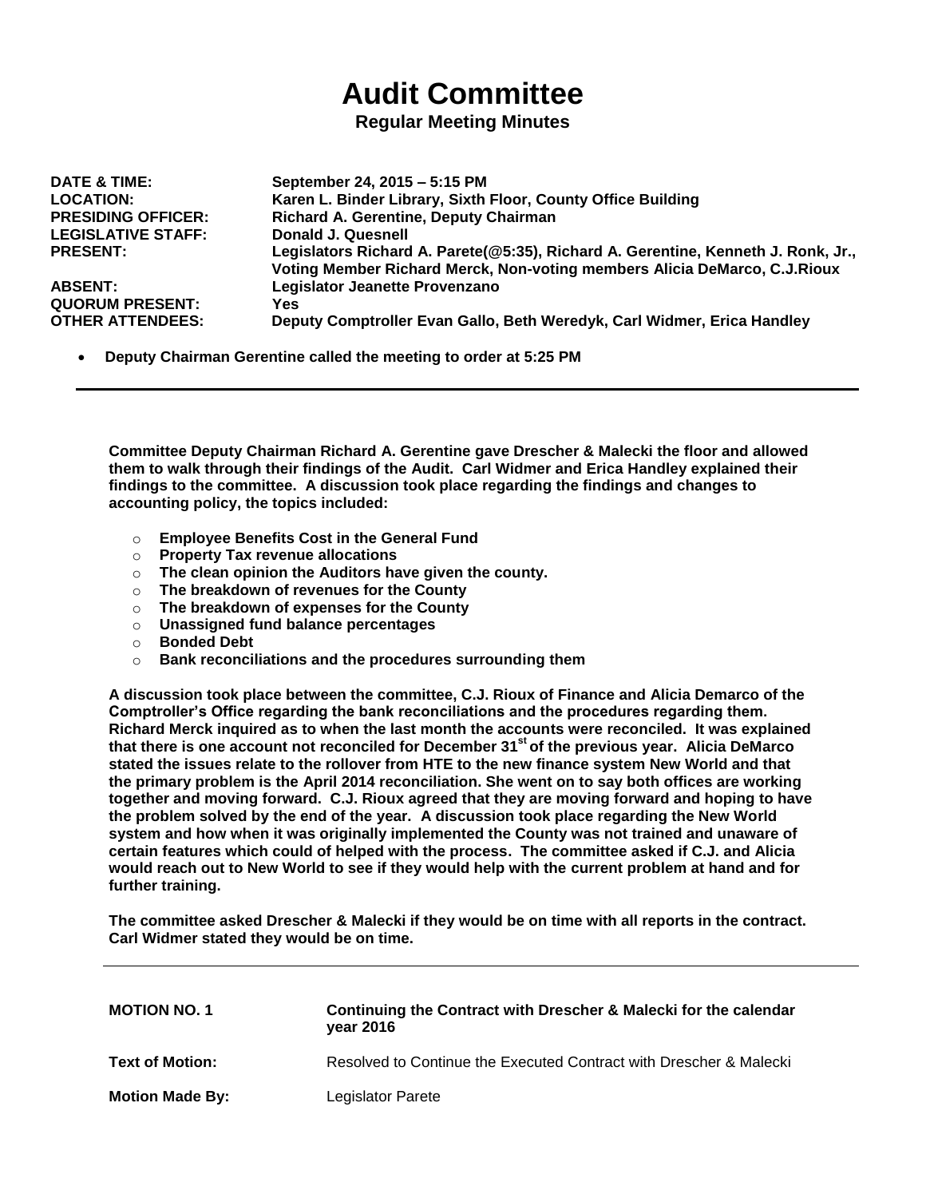# Audit Committee

**Regular Meeting Minutes**

| | |
|---|---|
| **DATE & TIME:** | **September 24, 2015 – 5:15 PM** |
| **LOCATION:** | **Karen L. Binder Library, Sixth Floor, County Office Building** |
| **PRESIDING OFFICER:** | **Richard A. Gerentine, Deputy Chairman** |
| **LEGISLATIVE STAFF:** | **Donald J. Quesnell** |
| **PRESENT:** | **Legislators Richard A. Parete(@5:35), Richard A. Gerentine, Kenneth J. Ronk, Jr., Voting Member Richard Merck, Non-voting members Alicia DeMarco, C.J.Rioux** |
| **ABSENT:** | **Legislator Jeanette Provenzano** |
| **QUORUM PRESENT:** | **Yes** |
| **OTHER ATTENDEES:** | **Deputy Comptroller Evan Gallo, Beth Weredyk, Carl Widmer, Erica Handley** |

- **Deputy Chairman Gerentine called the meeting to order at 5:25 PM**

---

**Committee Deputy Chairman Richard A. Gerentine gave Drescher & Malecki the floor and allowed them to walk through their findings of the Audit. Carl Widmer and Erica Handley explained their findings to the committee. A discussion took place regarding the findings and changes to accounting policy, the topics included:**

- **Employee Benefits Cost in the General Fund**
- **Property Tax revenue allocations**
- **The clean opinion the Auditors have given the county.**
- **The breakdown of revenues for the County**
- **The breakdown of expenses for the County**
- **Unassigned fund balance percentages**
- **Bonded Debt**
- **Bank reconciliations and the procedures surrounding them**

**A discussion took place between the committee, C.J. Rioux of Finance and Alicia Demarco of the Comptroller's Office regarding the bank reconciliations and the procedures regarding them. Richard Merck inquired as to when the last month the accounts were reconciled. It was explained that there is one account not reconciled for December 31st of the previous year. Alicia DeMarco stated the issues relate to the rollover from HTE to the new finance system New World and that the primary problem is the April 2014 reconciliation. She went on to say both offices are working together and moving forward. C.J. Rioux agreed that they are moving forward and hoping to have the problem solved by the end of the year. A discussion took place regarding the New World system and how when it was originally implemented the County was not trained and unaware of certain features which could of helped with the process. The committee asked if C.J. and Alicia would reach out to New World to see if they would help with the current problem at hand and for further training.**

**The committee asked Drescher & Malecki if they would be on time with all reports in the contract. Carl Widmer stated they would be on time.**

---

| | |
|---|---|
| **MOTION NO. 1** | **Continuing the Contract with Drescher & Malecki for the calendar year 2016** |
| **Text of Motion:** | Resolved to Continue the Executed Contract with Drescher & Malecki |
| **Motion Made By:** | Legislator Parete |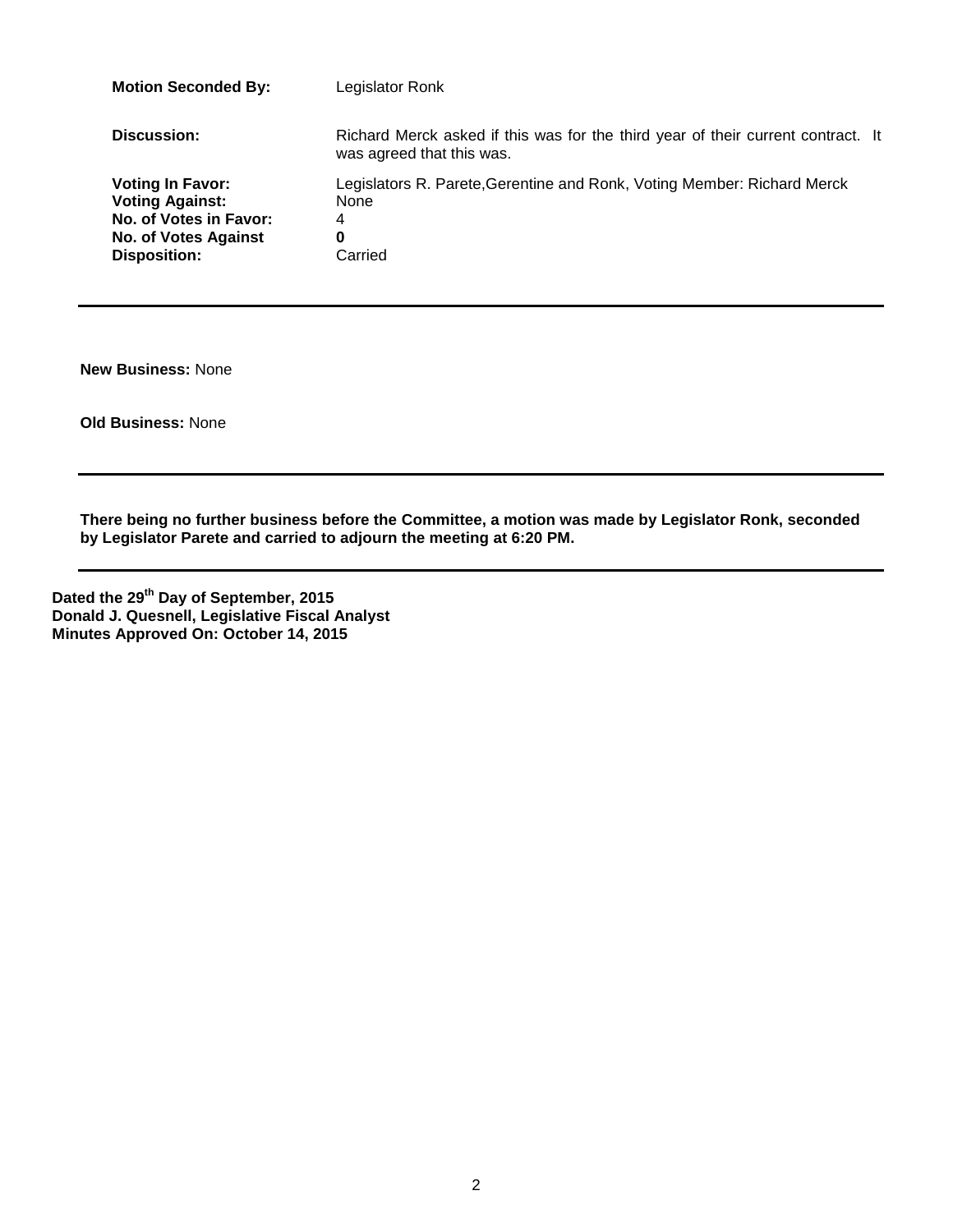| | |
|---|---|
| **Motion Seconded By:** | Legislator Ronk |
| **Discussion:** | Richard Merck asked if this was for the third year of their current contract. It was agreed that this was. |
| **Voting In Favor:** | Legislators R. Parete,Gerentine and Ronk, Voting Member: Richard Merck |
| **Voting Against:** | None |
| **No. of Votes in Favor:** | 4 |
| **No. of Votes Against** | **0** |
| **Disposition:** | Carried |

---

**New Business:** None

**Old Business:** None

---

**There being no further business before the Committee, a motion was made by Legislator Ronk, seconded by Legislator Parete and carried to adjourn the meeting at 6:20 PM.**

---

**Dated the 29th Day of September, 2015**
**Donald J. Quesnell, Legislative Fiscal Analyst**
**Minutes Approved On: October 14, 2015**